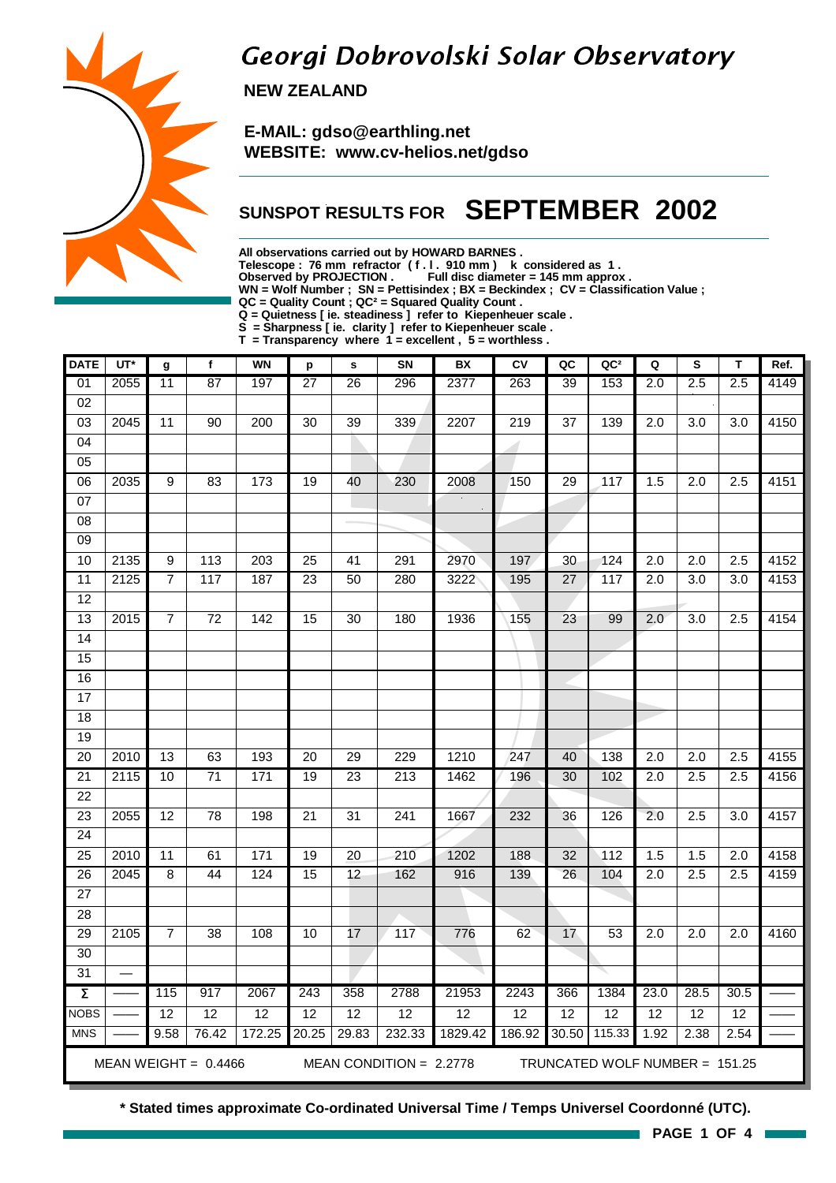# Georgi Dobrovolski Solar Observatory

**NEW ZEALAND**

**E-MAIL: gdso@earthling.net**
**WEBSITE: www.cv-helios.net/gdso**

## SUNSPOT RESULTS FOR SEPTEMBER 2002

**All observations carried out by HOWARD BARNES .**
**Telescope : 76 mm refractor ( f . l . 910 mm ) k considered as 1 .**
**Observed by PROJECTION . Full disc diameter = 145 mm approx .**
**WN = Wolf Number ; SN = Pettisindex ; BX = Beckindex ; CV = Classification Value ;**
**QC = Quality Count ; QC² = Squared Quality Count .**
**Q = Quietness [ ie. steadiness ] refer to Kiepenheuer scale .**
**S = Sharpness [ ie. clarity ] refer to Kiepenheuer scale .**
**T = Transparency where 1 = excellent , 5 = worthless .**

| DATE | UT* | g | f | WN | p | s | SN | BX | CV | QC | QC² | Q | S | T | Ref. |
|---|---|---|---|---|---|---|---|---|---|---|---|---|---|---|---|
| 01 | 2055 | 11 | 87 | 197 | 27 | 26 | 296 | 2377 | 263 | 39 | 153 | 2.0 | 2.5 | 2.5 | 4149 |
| 02 | | | | | | | | | | | | | | | |
| 03 | 2045 | 11 | 90 | 200 | 30 | 39 | 339 | 2207 | 219 | 37 | 139 | 2.0 | 3.0 | 3.0 | 4150 |
| 04 | | | | | | | | | | | | | | | |
| 05 | | | | | | | | | | | | | | | |
| 06 | 2035 | 9 | 83 | 173 | 19 | 40 | 230 | 2008 | 150 | 29 | 117 | 1.5 | 2.0 | 2.5 | 4151 |
| 07 | | | | | | | | | | | | | | | |
| 08 | | | | | | | | | | | | | | | |
| 09 | | | | | | | | | | | | | | | |
| 10 | 2135 | 9 | 113 | 203 | 25 | 41 | 291 | 2970 | 197 | 30 | 124 | 2.0 | 2.0 | 2.5 | 4152 |
| 11 | 2125 | 7 | 117 | 187 | 23 | 50 | 280 | 3222 | 195 | 27 | 117 | 2.0 | 3.0 | 3.0 | 4153 |
| 12 | | | | | | | | | | | | | | | |
| 13 | 2015 | 7 | 72 | 142 | 15 | 30 | 180 | 1936 | 155 | 23 | 99 | 2.0 | 3.0 | 2.5 | 4154 |
| 14 | | | | | | | | | | | | | | | |
| 15 | | | | | | | | | | | | | | | |
| 16 | | | | | | | | | | | | | | | |
| 17 | | | | | | | | | | | | | | | |
| 18 | | | | | | | | | | | | | | | |
| 19 | | | | | | | | | | | | | | | |
| 20 | 2010 | 13 | 63 | 193 | 20 | 29 | 229 | 1210 | 247 | 40 | 138 | 2.0 | 2.0 | 2.5 | 4155 |
| 21 | 2115 | 10 | 71 | 171 | 19 | 23 | 213 | 1462 | 196 | 30 | 102 | 2.0 | 2.5 | 2.5 | 4156 |
| 22 | | | | | | | | | | | | | | | |
| 23 | 2055 | 12 | 78 | 198 | 21 | 31 | 241 | 1667 | 232 | 36 | 126 | 2.0 | 2.5 | 3.0 | 4157 |
| 24 | | | | | | | | | | | | | | | |
| 25 | 2010 | 11 | 61 | 171 | 19 | 20 | 210 | 1202 | 188 | 32 | 112 | 1.5 | 1.5 | 2.0 | 4158 |
| 26 | 2045 | 8 | 44 | 124 | 15 | 12 | 162 | 916 | 139 | 26 | 104 | 2.0 | 2.5 | 2.5 | 4159 |
| 27 | | | | | | | | | | | | | | | |
| 28 | | | | | | | | | | | | | | | |
| 29 | 2105 | 7 | 38 | 108 | 10 | 17 | 117 | 776 | 62 | 17 | 53 | 2.0 | 2.0 | 2.0 | 4160 |
| 30 | | | | | | | | | | | | | | | |
| 31 | — | | | | | | | | | | | | | | |
| Σ | —— | 115 | 917 | 2067 | 243 | 358 | 2788 | 21953 | 2243 | 366 | 1384 | 23.0 | 28.5 | 30.5 | —— |
| NOBS | —— | 12 | 12 | 12 | 12 | 12 | 12 | 12 | 12 | 12 | 12 | 12 | 12 | 12 | —— |
| MNS | —— | 9.58 | 76.42 | 172.25 | 20.25 | 29.83 | 232.33 | 1829.42 | 186.92 | 30.50 | 115.33 | 1.92 | 2.38 | 2.54 | —— |

MEAN WEIGHT = 0.4466 MEAN CONDITION = 2.2778 TRUNCATED WOLF NUMBER = 151.25

**\* Stated times approximate Co-ordinated Universal Time / Temps Universel Coordonné (UTC).**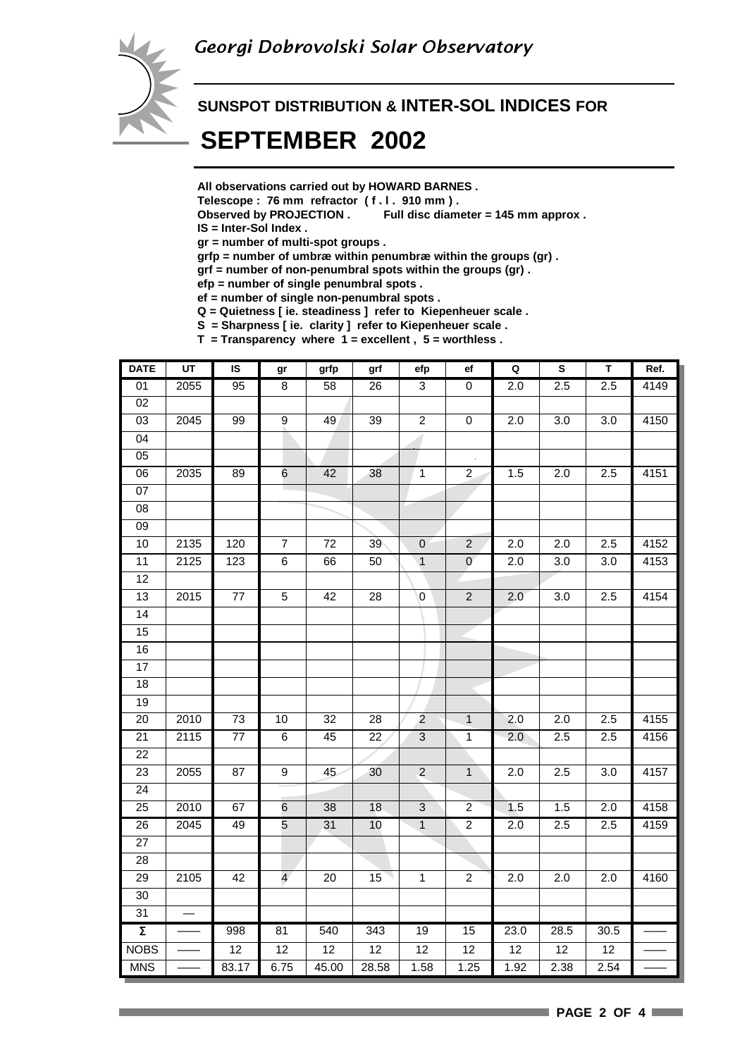Georgi Dobrovolski Solar Observatory

## SUNSPOT DISTRIBUTION & INTER-SOL INDICES FOR

# SEPTEMBER 2002

**All observations carried out by HOWARD BARNES .**
**Telescope : 76 mm refractor ( f . l . 910 mm ) .**
**Observed by PROJECTION . Full disc diameter = 145 mm approx .**
**IS = Inter-Sol Index .**
**gr = number of multi-spot groups .**
**grfp = number of umbræ within penumbræ within the groups (gr) .**
**grf = number of non-penumbral spots within the groups (gr) .**
**efp = number of single penumbral spots .**
**ef = number of single non-penumbral spots .**
**Q = Quietness [ ie. steadiness ] refer to Kiepenheuer scale .**
**S = Sharpness [ ie. clarity ] refer to Kiepenheuer scale .**
**T = Transparency where 1 = excellent , 5 = worthless .**

| DATE | UT | IS | gr | grfp | grf | efp | ef | Q | S | T | Ref. |
|---|---|---|---|---|---|---|---|---|---|---|---|
| 01 | 2055 | 95 | 8 | 58 | 26 | 3 | 0 | 2.0 | 2.5 | 2.5 | 4149 |
| 02 | | | | | | | | | | | |
| 03 | 2045 | 99 | 9 | 49 | 39 | 2 | 0 | 2.0 | 3.0 | 3.0 | 4150 |
| 04 | | | | | | | | | | | |
| 05 | | | | | | | | | | | |
| 06 | 2035 | 89 | 6 | 42 | 38 | 1 | 2 | 1.5 | 2.0 | 2.5 | 4151 |
| 07 | | | | | | | | | | | |
| 08 | | | | | | | | | | | |
| 09 | | | | | | | | | | | |
| 10 | 2135 | 120 | 7 | 72 | 39 | 0 | 2 | 2.0 | 2.0 | 2.5 | 4152 |
| 11 | 2125 | 123 | 6 | 66 | 50 | 1 | 0 | 2.0 | 3.0 | 3.0 | 4153 |
| 12 | | | | | | | | | | | |
| 13 | 2015 | 77 | 5 | 42 | 28 | 0 | 2 | 2.0 | 3.0 | 2.5 | 4154 |
| 14 | | | | | | | | | | | |
| 15 | | | | | | | | | | | |
| 16 | | | | | | | | | | | |
| 17 | | | | | | | | | | | |
| 18 | | | | | | | | | | | |
| 19 | | | | | | | | | | | |
| 20 | 2010 | 73 | 10 | 32 | 28 | 2 | 1 | 2.0 | 2.0 | 2.5 | 4155 |
| 21 | 2115 | 77 | 6 | 45 | 22 | 3 | 1 | 2.0 | 2.5 | 2.5 | 4156 |
| 22 | | | | | | | | | | | |
| 23 | 2055 | 87 | 9 | 45 | 30 | 2 | 1 | 2.0 | 2.5 | 3.0 | 4157 |
| 24 | | | | | | | | | | | |
| 25 | 2010 | 67 | 6 | 38 | 18 | 3 | 2 | 1.5 | 1.5 | 2.0 | 4158 |
| 26 | 2045 | 49 | 5 | 31 | 10 | 1 | 2 | 2.0 | 2.5 | 2.5 | 4159 |
| 27 | | | | | | | | | | | |
| 28 | | | | | | | | | | | |
| 29 | 2105 | 42 | 4 | 20 | 15 | 1 | 2 | 2.0 | 2.0 | 2.0 | 4160 |
| 30 | | | | | | | | | | | |
| 31 | — | | | | | | | | | | |
| Σ | —— | 998 | 81 | 540 | 343 | 19 | 15 | 23.0 | 28.5 | 30.5 | —— |
| NOBS | —— | 12 | 12 | 12 | 12 | 12 | 12 | 12 | 12 | 12 | —— |
| MNS | —— | 83.17 | 6.75 | 45.00 | 28.58 | 1.58 | 1.25 | 1.92 | 2.38 | 2.54 | —— |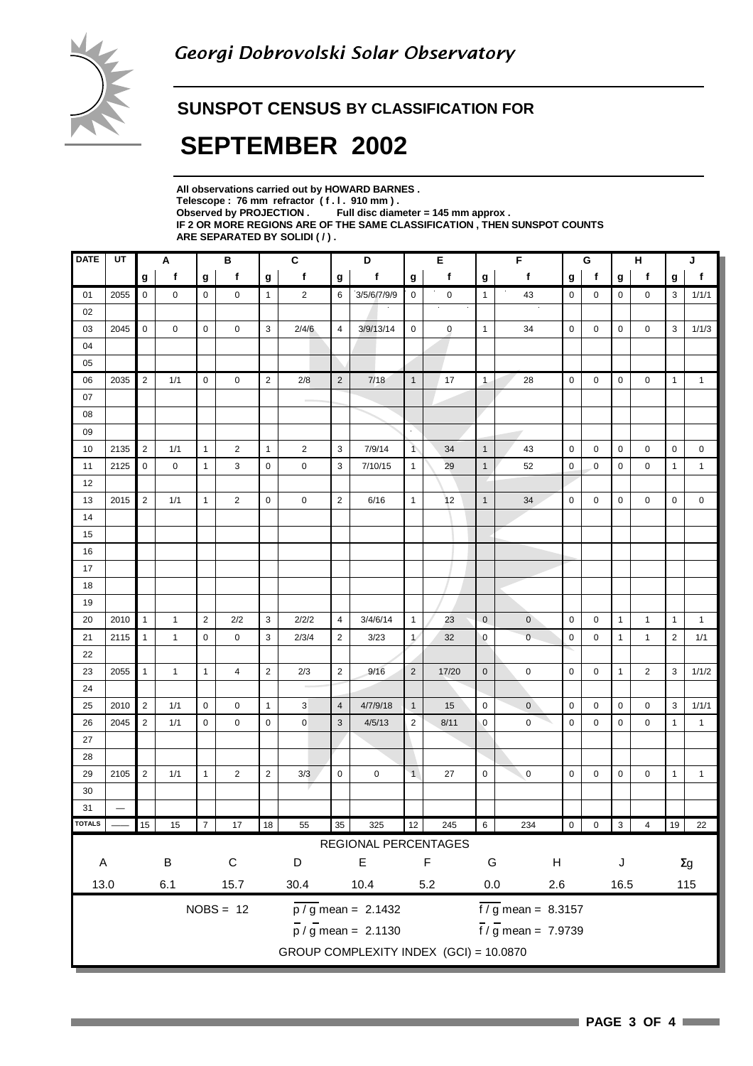## Georgi Dobrovolski Solar Observatory

## SUNSPOT CENSUS BY CLASSIFICATION FOR

# SEPTEMBER 2002

**All observations carried out by HOWARD BARNES .**
**Telescope : 76 mm refractor ( f . l . 910 mm ) .**
**Observed by PROJECTION . Full disc diameter = 145 mm approx .**
**IF 2 OR MORE REGIONS ARE OF THE SAME CLASSIFICATION , THEN SUNSPOT COUNTS ARE SEPARATED BY SOLIDI ( / ) .**

| DATE | UT | A | | B | | C | | D | | E | | F | | G | | H | | J | |
|---|---|---|---|---|---|---|---|---|---|---|---|---|---|---|---|---|---|---|---|
| | | g | f | g | f | g | f | g | f | g | f | g | f | g | f | g | f | g | f |
| 01 | 2055 | 0 | 0 | 0 | 0 | 1 | 2 | 6 | 3/5/6/7/9/9 | 0 | 0 | 1 | 43 | 0 | 0 | 0 | 0 | 3 | 1/1/1 |
| 02 | | | | | | | | | | | | | | | | | | | |
| 03 | 2045 | 0 | 0 | 0 | 0 | 3 | 2/4/6 | 4 | 3/9/13/14 | 0 | 0 | 1 | 34 | 0 | 0 | 0 | 0 | 3 | 1/1/3 |
| 04 | | | | | | | | | | | | | | | | | | | |
| 05 | | | | | | | | | | | | | | | | | | | |
| 06 | 2035 | 2 | 1/1 | 0 | 0 | 2 | 2/8 | 2 | 7/18 | 1 | 17 | 1 | 28 | 0 | 0 | 0 | 0 | 1 | 1 |
| 07 | | | | | | | | | | | | | | | | | | | |
| 08 | | | | | | | | | | | | | | | | | | | |
| 09 | | | | | | | | | | | | | | | | | | | |
| 10 | 2135 | 2 | 1/1 | 1 | 2 | 1 | 2 | 3 | 7/9/14 | 1 | 34 | 1 | 43 | 0 | 0 | 0 | 0 | 0 | 0 |
| 11 | 2125 | 0 | 0 | 1 | 3 | 0 | 0 | 3 | 7/10/15 | 1 | 29 | 1 | 52 | 0 | 0 | 0 | 0 | 1 | 1 |
| 12 | | | | | | | | | | | | | | | | | | | |
| 13 | 2015 | 2 | 1/1 | 1 | 2 | 0 | 0 | 2 | 6/16 | 1 | 12 | 1 | 34 | 0 | 0 | 0 | 0 | 0 | 0 |
| 14 | | | | | | | | | | | | | | | | | | | |
| 15 | | | | | | | | | | | | | | | | | | | |
| 16 | | | | | | | | | | | | | | | | | | | |
| 17 | | | | | | | | | | | | | | | | | | | |
| 18 | | | | | | | | | | | | | | | | | | | |
| 19 | | | | | | | | | | | | | | | | | | | |
| 20 | 2010 | 1 | 1 | 2 | 2/2 | 3 | 2/2/2 | 4 | 3/4/6/14 | 1 | 23 | 0 | 0 | 0 | 0 | 1 | 1 | 1 | 1 |
| 21 | 2115 | 1 | 1 | 0 | 0 | 3 | 2/3/4 | 2 | 3/23 | 1 | 32 | 0 | 0 | 0 | 0 | 1 | 1 | 2 | 1/1 |
| 22 | | | | | | | | | | | | | | | | | | | |
| 23 | 2055 | 1 | 1 | 1 | 4 | 2 | 2/3 | 2 | 9/16 | 2 | 17/20 | 0 | 0 | 0 | 0 | 1 | 2 | 3 | 1/1/2 |
| 24 | | | | | | | | | | | | | | | | | | | |
| 25 | 2010 | 2 | 1/1 | 0 | 0 | 1 | 3 | 4 | 4/7/9/18 | 1 | 15 | 0 | 0 | 0 | 0 | 0 | 0 | 3 | 1/1/1 |
| 26 | 2045 | 2 | 1/1 | 0 | 0 | 0 | 0 | 3 | 4/5/13 | 2 | 8/11 | 0 | 0 | 0 | 0 | 0 | 0 | 1 | 1 |
| 27 | | | | | | | | | | | | | | | | | | | |
| 28 | | | | | | | | | | | | | | | | | | | |
| 29 | 2105 | 2 | 1/1 | 1 | 2 | 2 | 3/3 | 0 | 0 | 1 | 27 | 0 | 0 | 0 | 0 | 0 | 0 | 1 | 1 |
| 30 | | | | | | | | | | | | | | | | | | | |
| 31 | — | | | | | | | | | | | | | | | | | | |
| TOTALS | —— | 15 | 15 | 7 | 17 | 18 | 55 | 35 | 325 | 12 | 245 | 6 | 234 | 0 | 0 | 3 | 4 | 19 | 22 |

**REGIONAL PERCENTAGES**

| A | B | C | D | E | F | G | H | J | Σg |
|---|---|---|---|---|---|---|---|---|---|
| 13.0 | 6.1 | 15.7 | 30.4 | 10.4 | 5.2 | 0.0 | 2.6 | 16.5 | 115 |

NOBS = 12

$\overline{p} / \overline{g}$ mean = 2.1432 $\overline{f} / \overline{g}$ mean = 8.3157

$\overline{p} / \overline{g}$ mean = 2.1130 $\overline{f} / \overline{g}$ mean = 7.9739

GROUP COMPLEXITY INDEX (GCI) = 10.0870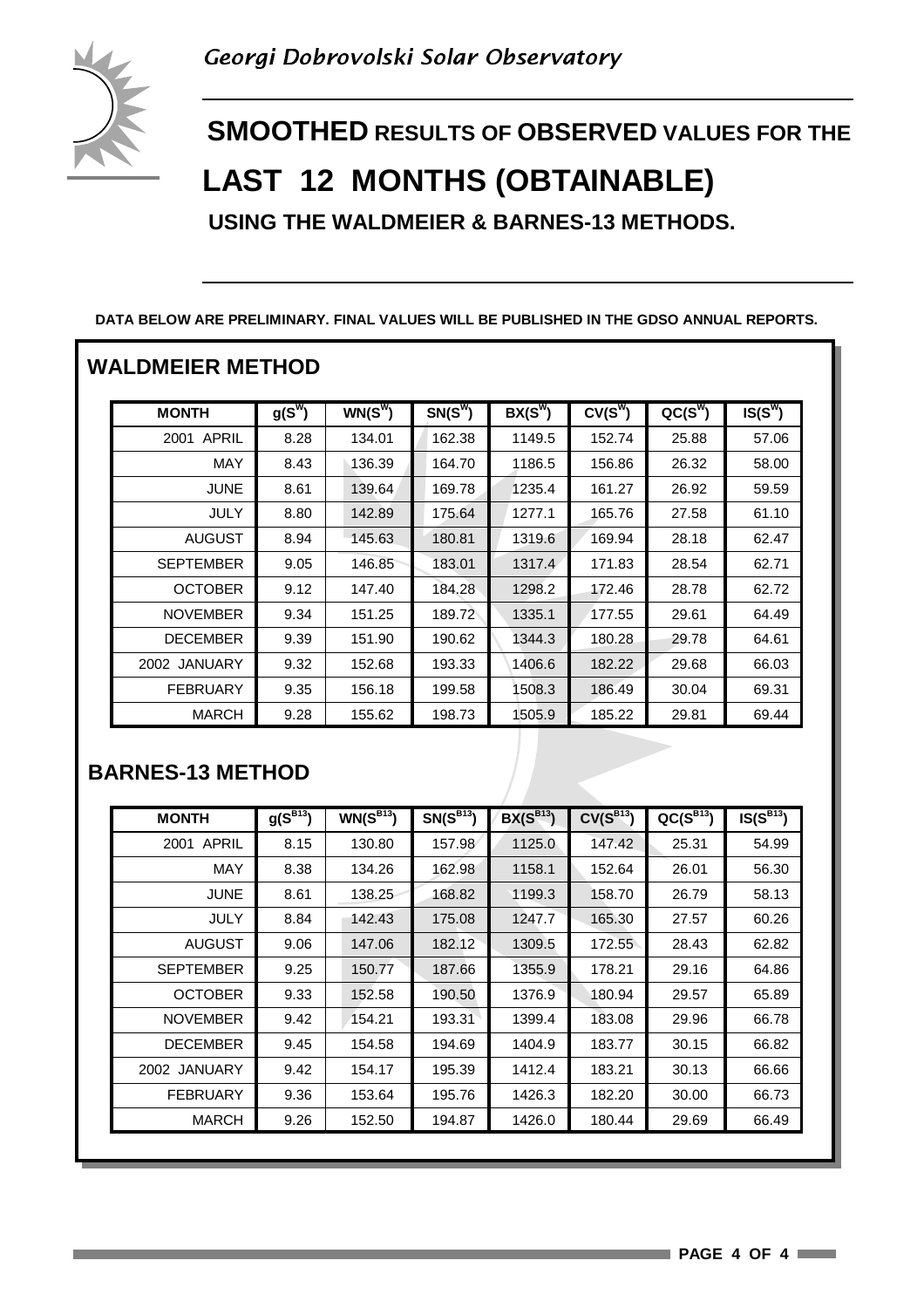*Georgi Dobrovolski Solar Observatory*

# SMOOTHED RESULTS OF OBSERVED VALUES FOR THE LAST 12 MONTHS (OBTAINABLE)

## USING THE WALDMEIER & BARNES-13 METHODS.

**DATA BELOW ARE PRELIMINARY. FINAL VALUES WILL BE PUBLISHED IN THE GDSO ANNUAL REPORTS.**

## WALDMEIER METHOD

| MONTH | $g(S^W)$ | $WN(S^W)$ | $SN(S^W)$ | $BX(S^W)$ | $CV(S^W)$ | $QC(S^W)$ | $IS(S^W)$ |
|---|---|---|---|---|---|---|---|
| 2001 APRIL | 8.28 | 134.01 | 162.38 | 1149.5 | 152.74 | 25.88 | 57.06 |
| MAY | 8.43 | 136.39 | 164.70 | 1186.5 | 156.86 | 26.32 | 58.00 |
| JUNE | 8.61 | 139.64 | 169.78 | 1235.4 | 161.27 | 26.92 | 59.59 |
| JULY | 8.80 | 142.89 | 175.64 | 1277.1 | 165.76 | 27.58 | 61.10 |
| AUGUST | 8.94 | 145.63 | 180.81 | 1319.6 | 169.94 | 28.18 | 62.47 |
| SEPTEMBER | 9.05 | 146.85 | 183.01 | 1317.4 | 171.83 | 28.54 | 62.71 |
| OCTOBER | 9.12 | 147.40 | 184.28 | 1298.2 | 172.46 | 28.78 | 62.72 |
| NOVEMBER | 9.34 | 151.25 | 189.72 | 1335.1 | 177.55 | 29.61 | 64.49 |
| DECEMBER | 9.39 | 151.90 | 190.62 | 1344.3 | 180.28 | 29.78 | 64.61 |
| 2002 JANUARY | 9.32 | 152.68 | 193.33 | 1406.6 | 182.22 | 29.68 | 66.03 |
| FEBRUARY | 9.35 | 156.18 | 199.58 | 1508.3 | 186.49 | 30.04 | 69.31 |
| MARCH | 9.28 | 155.62 | 198.73 | 1505.9 | 185.22 | 29.81 | 69.44 |

## BARNES-13 METHOD

| MONTH | $g(S^{B13})$ | $WN(S^{B13})$ | $SN(S^{B13})$ | $BX(S^{B13})$ | $CV(S^{B13})$ | $QC(S^{B13})$ | $IS(S^{B13})$ |
|---|---|---|---|---|---|---|---|
| 2001 APRIL | 8.15 | 130.80 | 157.98 | 1125.0 | 147.42 | 25.31 | 54.99 |
| MAY | 8.38 | 134.26 | 162.98 | 1158.1 | 152.64 | 26.01 | 56.30 |
| JUNE | 8.61 | 138.25 | 168.82 | 1199.3 | 158.70 | 26.79 | 58.13 |
| JULY | 8.84 | 142.43 | 175.08 | 1247.7 | 165.30 | 27.57 | 60.26 |
| AUGUST | 9.06 | 147.06 | 182.12 | 1309.5 | 172.55 | 28.43 | 62.82 |
| SEPTEMBER | 9.25 | 150.77 | 187.66 | 1355.9 | 178.21 | 29.16 | 64.86 |
| OCTOBER | 9.33 | 152.58 | 190.50 | 1376.9 | 180.94 | 29.57 | 65.89 |
| NOVEMBER | 9.42 | 154.21 | 193.31 | 1399.4 | 183.08 | 29.96 | 66.78 |
| DECEMBER | 9.45 | 154.58 | 194.69 | 1404.9 | 183.77 | 30.15 | 66.82 |
| 2002 JANUARY | 9.42 | 154.17 | 195.39 | 1412.4 | 183.21 | 30.13 | 66.66 |
| FEBRUARY | 9.36 | 153.64 | 195.76 | 1426.3 | 182.20 | 30.00 | 66.73 |
| MARCH | 9.26 | 152.50 | 194.87 | 1426.0 | 180.44 | 29.69 | 66.49 |